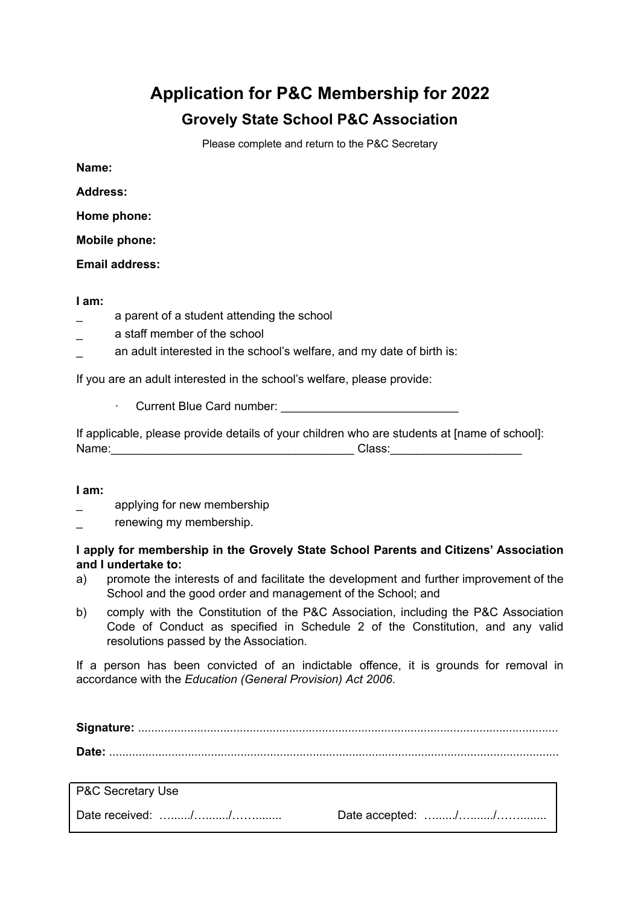# Application for P&C Membership for 2022

## Grovely State School P&C Association

Please complete and return to the P&C Secretary

**Name:**

**Address:**

**Home phone:**

**Mobile phone:**

**Email address:**

**I am:**

_ a parent of a student attending the school

_ a staff member of the school

_ an adult interested in the school's welfare, and my date of birth is:

If you are an adult interested in the school's welfare, please provide:

- Current Blue Card number: ___________________________

If applicable, please provide details of your children who are students at [name of school]:
Name:_____________________________________ Class:____________________

**I am:**

_ applying for new membership

_ renewing my membership.

**I apply for membership in the Grovely State School Parents and Citizens' Association and I undertake to:**

a) promote the interests of and facilitate the development and further improvement of the School and the good order and management of the School; and

b) comply with the Constitution of the P&C Association, including the P&C Association Code of Conduct as specified in Schedule 2 of the Constitution, and any valid resolutions passed by the Association.

If a person has been convicted of an indictable offence, it is grounds for removal in accordance with the *Education (General Provision) Act 2006*.

**Signature:** ...............................................................................................................................

**Date:** ........................................................................................................................................

| P&C Secretary Use | |
|---|---|
| Date received: ….…./….……/……...….. | Date accepted: ….…./….……/……...….. |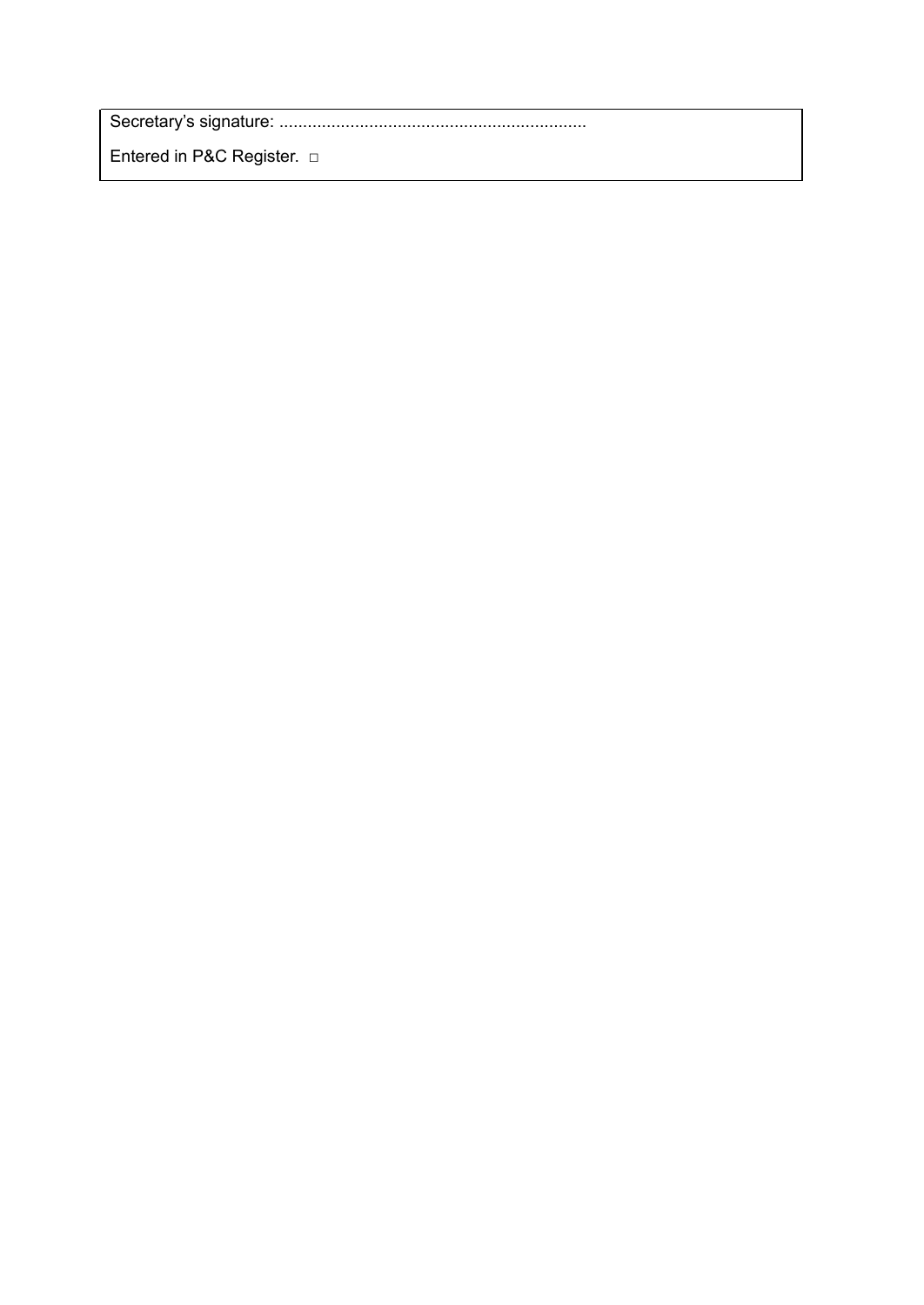Secretary's signature: .................................................................

Entered in P&C Register. □